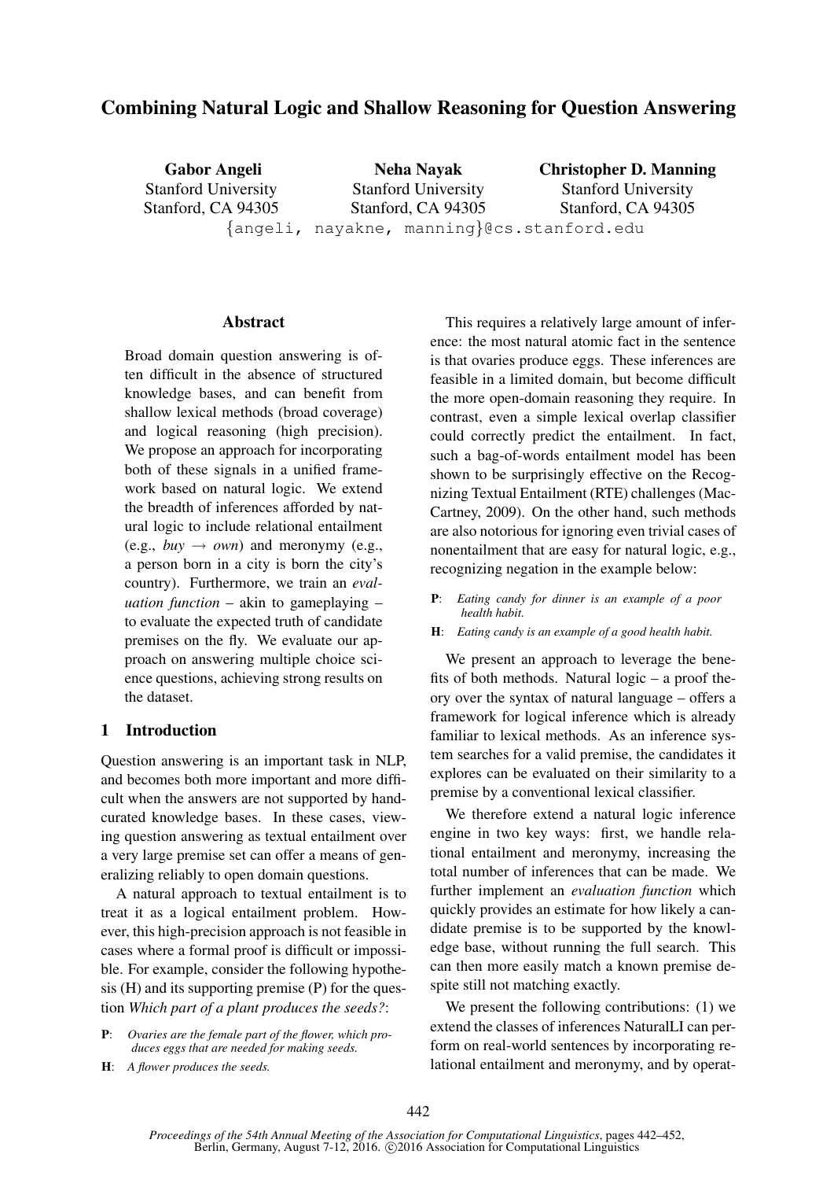# Combining Natural Logic and Shallow Reasoning for Question Answering

**Gabor Angeli**
Stanford University
Stanford, CA 94305

**Neha Nayak**
Stanford University
Stanford, CA 94305

**Christopher D. Manning**
Stanford University
Stanford, CA 94305

{angeli, nayakne, manning}@cs.stanford.edu

## Abstract

Broad domain question answering is often difficult in the absence of structured knowledge bases, and can benefit from shallow lexical methods (broad coverage) and logical reasoning (high precision). We propose an approach for incorporating both of these signals in a unified framework based on natural logic. We extend the breadth of inferences afforded by natural logic to include relational entailment (e.g., *buy* $\rightarrow$ *own*) and meronymy (e.g., a person born in a city is born the city's country). Furthermore, we train an *evaluation function* – akin to gameplaying – to evaluate the expected truth of candidate premises on the fly. We evaluate our approach on answering multiple choice science questions, achieving strong results on the dataset.

## 1 Introduction

Question answering is an important task in NLP, and becomes both more important and more difficult when the answers are not supported by hand-curated knowledge bases. In these cases, viewing question answering as textual entailment over a very large premise set can offer a means of generalizing reliably to open domain questions.

A natural approach to textual entailment is to treat it as a logical entailment problem. However, this high-precision approach is not feasible in cases where a formal proof is difficult or impossible. For example, consider the following hypothesis (H) and its supporting premise (P) for the question *Which part of a plant produces the seeds?*:

**P**: *Ovaries are the female part of the flower, which produces eggs that are needed for making seeds.*

**H**: *A flower produces the seeds.*

This requires a relatively large amount of inference: the most natural atomic fact in the sentence is that ovaries produce eggs. These inferences are feasible in a limited domain, but become difficult the more open-domain reasoning they require. In contrast, even a simple lexical overlap classifier could correctly predict the entailment. In fact, such a bag-of-words entailment model has been shown to be surprisingly effective on the Recognizing Textual Entailment (RTE) challenges (MacCartney, 2009). On the other hand, such methods are also notorious for ignoring even trivial cases of nonentailment that are easy for natural logic, e.g., recognizing negation in the example below:

**P**: *Eating candy for dinner is an example of a poor health habit.*

**H**: *Eating candy is an example of a good health habit.*

We present an approach to leverage the benefits of both methods. Natural logic – a proof theory over the syntax of natural language – offers a framework for logical inference which is already familiar to lexical methods. As an inference system searches for a valid premise, the candidates it explores can be evaluated on their similarity to a premise by a conventional lexical classifier.

We therefore extend a natural logic inference engine in two key ways: first, we handle relational entailment and meronymy, increasing the total number of inferences that can be made. We further implement an *evaluation function* which quickly provides an estimate for how likely a candidate premise is to be supported by the knowledge base, without running the full search. This can then more easily match a known premise despite still not matching exactly.

We present the following contributions: (1) we extend the classes of inferences NaturalLI can perform on real-world sentences by incorporating relational entailment and meronymy, and by operat-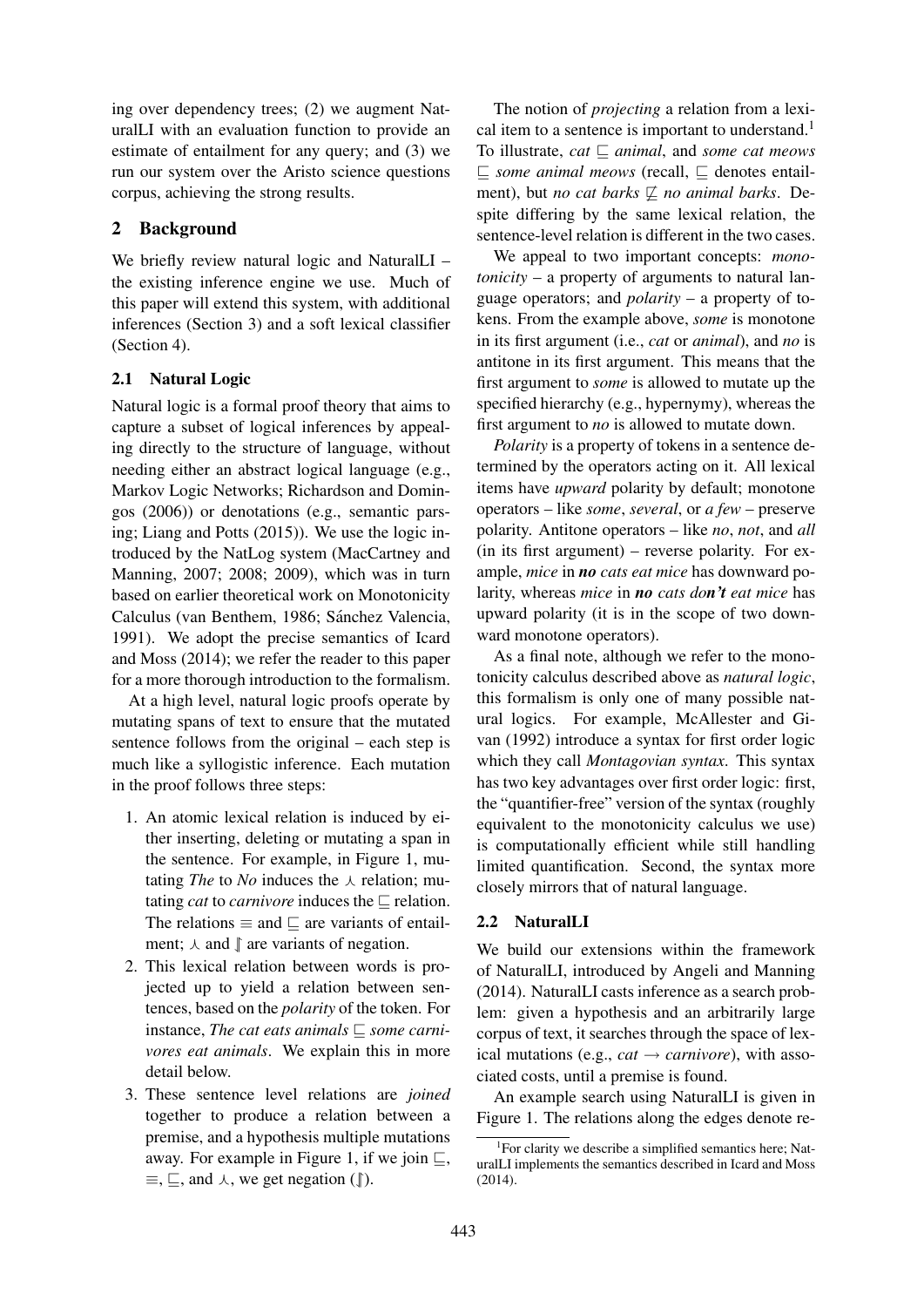ing over dependency trees; (2) we augment NaturalLI with an evaluation function to provide an estimate of entailment for any query; and (3) we run our system over the Aristo science questions corpus, achieving the strong results.

## 2 Background

We briefly review natural logic and NaturalLI – the existing inference engine we use. Much of this paper will extend this system, with additional inferences (Section 3) and a soft lexical classifier (Section 4).

### 2.1 Natural Logic

Natural logic is a formal proof theory that aims to capture a subset of logical inferences by appealing directly to the structure of language, without needing either an abstract logical language (e.g., Markov Logic Networks; Richardson and Domingos (2006)) or denotations (e.g., semantic parsing; Liang and Potts (2015)). We use the logic introduced by the NatLog system (MacCartney and Manning, 2007; 2008; 2009), which was in turn based on earlier theoretical work on Monotonicity Calculus (van Benthem, 1986; Sánchez Valencia, 1991). We adopt the precise semantics of Icard and Moss (2014); we refer the reader to this paper for a more thorough introduction to the formalism.

At a high level, natural logic proofs operate by mutating spans of text to ensure that the mutated sentence follows from the original – each step is much like a syllogistic inference. Each mutation in the proof follows three steps:

1. An atomic lexical relation is induced by either inserting, deleting or mutating a span in the sentence. For example, in Figure 1, mutating *The* to *No* induces the $\curlywedge$ relation; mutating *cat* to *carnivore* induces the $\sqsubseteq$ relation. The relations $\equiv$ and $\sqsubseteq$ are variants of entailment; $\curlywedge$ and $\rrbracket$ are variants of negation.
2. This lexical relation between words is projected up to yield a relation between sentences, based on the *polarity* of the token. For instance, *The cat eats animals* $\sqsubseteq$ *some carnivores eat animals*. We explain this in more detail below.
3. These sentence level relations are *joined* together to produce a relation between a premise, and a hypothesis multiple mutations away. For example in Figure 1, if we join $\sqsubseteq$, $\equiv$, $\sqsubseteq$, and $\curlywedge$, we get negation ($\rrbracket$).

The notion of *projecting* a relation from a lexical item to a sentence is important to understand.[1] To illustrate, *cat* $\sqsubseteq$ *animal*, and *some cat meows* $\sqsubseteq$ *some animal meows* (recall, $\sqsubseteq$ denotes entailment), but *no cat barks* $\not\sqsubseteq$ *no animal barks*. Despite differing by the same lexical relation, the sentence-level relation is different in the two cases.

We appeal to two important concepts: *monotonicity* – a property of arguments to natural language operators; and *polarity* – a property of tokens. From the example above, *some* is monotone in its first argument (i.e., *cat* or *animal*), and *no* is antitone in its first argument. This means that the first argument to *some* is allowed to mutate up the specified hierarchy (e.g., hypernymy), whereas the first argument to *no* is allowed to mutate down.

*Polarity* is a property of tokens in a sentence determined by the operators acting on it. All lexical items have *upward* polarity by default; monotone operators – like *some*, *several*, or *a few* – preserve polarity. Antitone operators – like *no*, *not*, and *all* (in its first argument) – reverse polarity. For example, *mice* in ***no*** *cats eat mice* has downward polarity, whereas *mice* in ***no*** *cats do**n't*** *eat mice* has upward polarity (it is in the scope of two downward monotone operators).

As a final note, although we refer to the monotonicity calculus described above as *natural logic*, this formalism is only one of many possible natural logics. For example, McAllester and Givan (1992) introduce a syntax for first order logic which they call *Montagovian syntax*. This syntax has two key advantages over first order logic: first, the "quantifier-free" version of the syntax (roughly equivalent to the monotonicity calculus we use) is computationally efficient while still handling limited quantification. Second, the syntax more closely mirrors that of natural language.

### 2.2 NaturalLI

We build our extensions within the framework of NaturalLI, introduced by Angeli and Manning (2014). NaturalLI casts inference as a search problem: given a hypothesis and an arbitrarily large corpus of text, it searches through the space of lexical mutations (e.g., *cat* $\rightarrow$ *carnivore*), with associated costs, until a premise is found.

An example search using NaturalLI is given in Figure 1. The relations along the edges denote re-

[1] For clarity we describe a simplified semantics here; NaturalLI implements the semantics described in Icard and Moss (2014).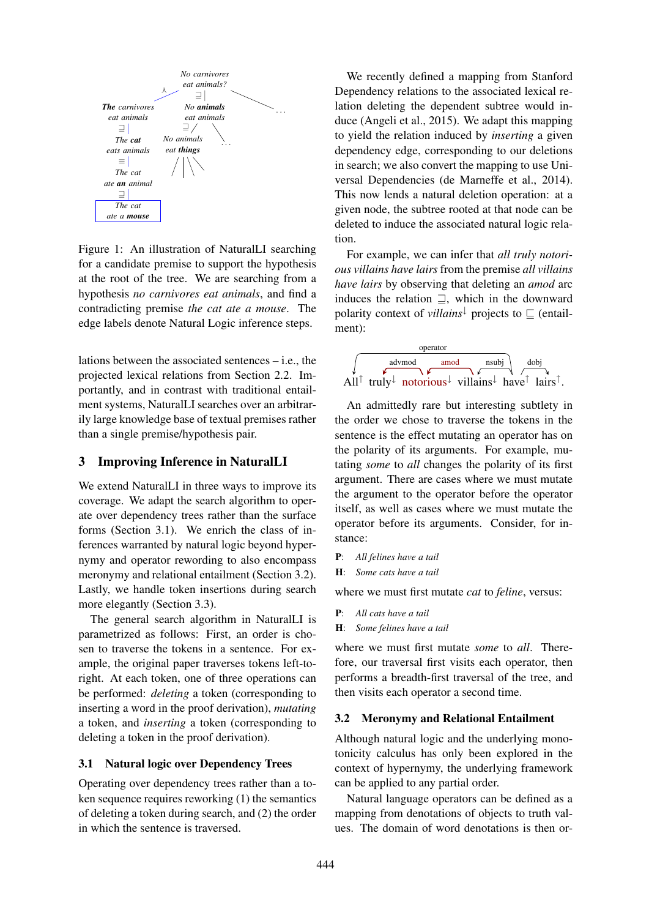Figure 1: An illustration of NaturalLI searching for a candidate premise to support the hypothesis at the root of the tree. We are searching from a hypothesis *no carnivores eat animals*, and find a contradicting premise *the cat ate a mouse*. The edge labels denote Natural Logic inference steps.

lations between the associated sentences – i.e., the projected lexical relations from Section 2.2. Importantly, and in contrast with traditional entailment systems, NaturalLI searches over an arbitrarily large knowledge base of textual premises rather than a single premise/hypothesis pair.

## 3 Improving Inference in NaturalLI

We extend NaturalLI in three ways to improve its coverage. We adapt the search algorithm to operate over dependency trees rather than the surface forms (Section 3.1). We enrich the class of inferences warranted by natural logic beyond hypernymy and operator rewording to also encompass meronymy and relational entailment (Section 3.2). Lastly, we handle token insertions during search more elegantly (Section 3.3).

The general search algorithm in NaturalLI is parametrized as follows: First, an order is chosen to traverse the tokens in a sentence. For example, the original paper traverses tokens left-to-right. At each token, one of three operations can be performed: *deleting* a token (corresponding to inserting a word in the proof derivation), *mutating* a token, and *inserting* a token (corresponding to deleting a token in the proof derivation).

### 3.1 Natural logic over Dependency Trees

Operating over dependency trees rather than a token sequence requires reworking (1) the semantics of deleting a token during search, and (2) the order in which the sentence is traversed.

We recently defined a mapping from Stanford Dependency relations to the associated lexical relation deleting the dependent subtree would induce (Angeli et al., 2015). We adapt this mapping to yield the relation induced by *inserting* a given dependency edge, corresponding to our deletions in search; we also convert the mapping to use Universal Dependencies (de Marneffe et al., 2014). This now lends a natural deletion operation: at a given node, the subtree rooted at that node can be deleted to induce the associated natural logic relation.

For example, we can infer that *all truly notorious villains have lairs* from the premise *all villains have lairs* by observing that deleting an *amod* arc induces the relation $\sqsupseteq$, which in the downward polarity context of *villains*$^{\downarrow}$ projects to $\sqsubseteq$ (entailment):

All$^{\uparrow}$ truly$^{\downarrow}$ notorious$^{\downarrow}$ villains$^{\downarrow}$ have$^{\uparrow}$ lairs$^{\uparrow}$.

An admittedly rare but interesting subtlety in the order we chose to traverse the tokens in the sentence is the effect mutating an operator has on the polarity of its arguments. For example, mutating *some* to *all* changes the polarity of its first argument. There are cases where we must mutate the argument to the operator before the operator itself, as well as cases where we must mutate the operator before its arguments. Consider, for instance:

**P**: *All felines have a tail*
**H**: *Some cats have a tail*

where we must first mutate *cat* to *feline*, versus:

**P**: *All cats have a tail*
**H**: *Some felines have a tail*

where we must first mutate *some* to *all*. Therefore, our traversal first visits each operator, then performs a breadth-first traversal of the tree, and then visits each operator a second time.

### 3.2 Meronymy and Relational Entailment

Although natural logic and the underlying monotonicity calculus has only been explored in the context of hypernymy, the underlying framework can be applied to any partial order.

Natural language operators can be defined as a mapping from denotations of objects to truth values. The domain of word denotations is then or-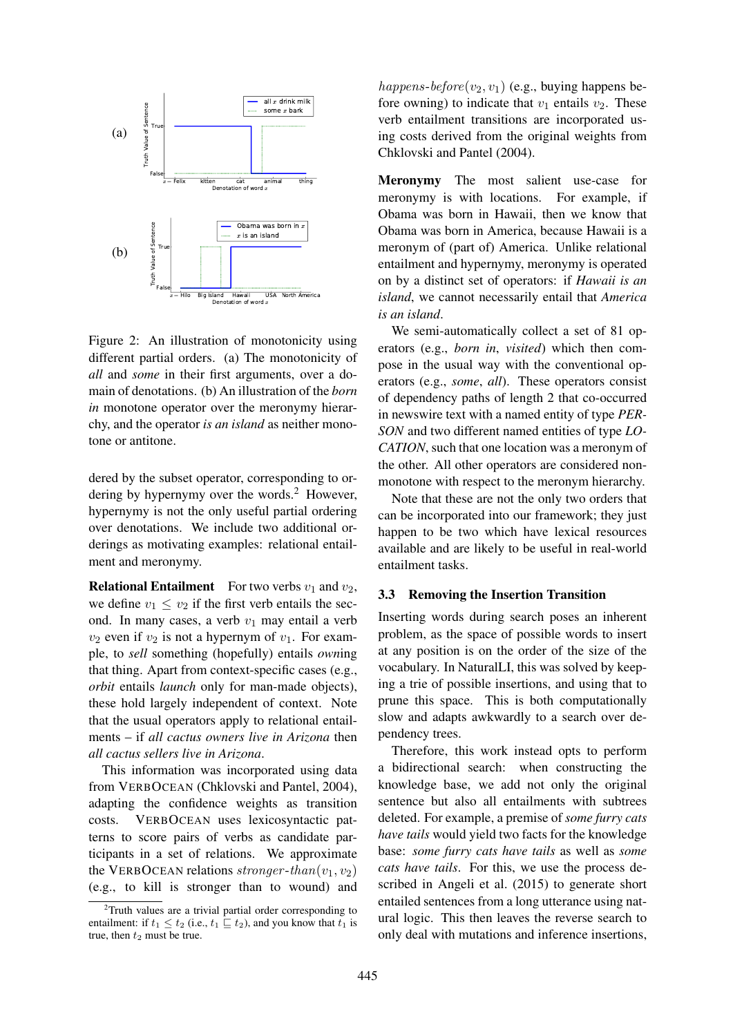Figure 2: An illustration of monotonicity using different partial orders. (a) The monotonicity of *all* and *some* in their first arguments, over a domain of denotations. (b) An illustration of the *born in* monotone operator over the meronymy hierarchy, and the operator *is an island* as neither monotone or antitone.

dered by the subset operator, corresponding to ordering by hypernymy over the words.[2] However, hypernymy is not the only useful partial ordering over denotations. We include two additional orderings as motivating examples: relational entailment and meronymy.

**Relational Entailment** For two verbs $v_1$ and $v_2$, we define $v_1 \leq v_2$ if the first verb entails the second. In many cases, a verb $v_1$ may entail a verb $v_2$ even if $v_2$ is not a hypernym of $v_1$. For example, to *sell* something (hopefully) entails *own*ing that thing. Apart from context-specific cases (e.g., *orbit* entails *launch* only for man-made objects), these hold largely independent of context. Note that the usual operators apply to relational entailments – if *all cactus owners live in Arizona* then *all cactus sellers live in Arizona*.

This information was incorporated using data from VERBOCEAN (Chklovski and Pantel, 2004), adapting the confidence weights as transition costs. VERBOCEAN uses lexicosyntactic patterns to score pairs of verbs as candidate participants in a set of relations. We approximate the VERBOCEAN relations $stronger\text{-}than(v_1, v_2)$ (e.g., to kill is stronger than to wound) and $happens\text{-}before(v_2, v_1)$ (e.g., buying happens before owning) to indicate that $v_1$ entails $v_2$. These verb entailment transitions are incorporated using costs derived from the original weights from Chklovski and Pantel (2004).

**Meronymy** The most salient use-case for meronymy is with locations. For example, if Obama was born in Hawaii, then we know that Obama was born in America, because Hawaii is a meronym of (part of) America. Unlike relational entailment and hypernymy, meronymy is operated on by a distinct set of operators: if *Hawaii is an island*, we cannot necessarily entail that *America is an island*.

We semi-automatically collect a set of 81 operators (e.g., *born in*, *visited*) which then compose in the usual way with the conventional operators (e.g., *some*, *all*). These operators consist of dependency paths of length 2 that co-occurred in newswire text with a named entity of type *PERSON* and two different named entities of type *LOCATION*, such that one location was a meronym of the other. All other operators are considered non-monotone with respect to the meronym hierarchy.

Note that these are not the only two orders that can be incorporated into our framework; they just happen to be two which have lexical resources available and are likely to be useful in real-world entailment tasks.

### 3.3 Removing the Insertion Transition

Inserting words during search poses an inherent problem, as the space of possible words to insert at any position is on the order of the size of the vocabulary. In NaturalLI, this was solved by keeping a trie of possible insertions, and using that to prune this space. This is both computationally slow and adapts awkwardly to a search over dependency trees.

Therefore, this work instead opts to perform a bidirectional search: when constructing the knowledge base, we add not only the original sentence but also all entailments with subtrees deleted. For example, a premise of *some furry cats have tails* would yield two facts for the knowledge base: *some furry cats have tails* as well as *some cats have tails*. For this, we use the process described in Angeli et al. (2015) to generate short entailed sentences from a long utterance using natural logic. This then leaves the reverse search to only deal with mutations and inference insertions,

[2] Truth values are a trivial partial order corresponding to entailment: if $t_1 \leq t_2$ (i.e., $t_1 \sqsubseteq t_2$), and you know that $t_1$ is true, then $t_2$ must be true.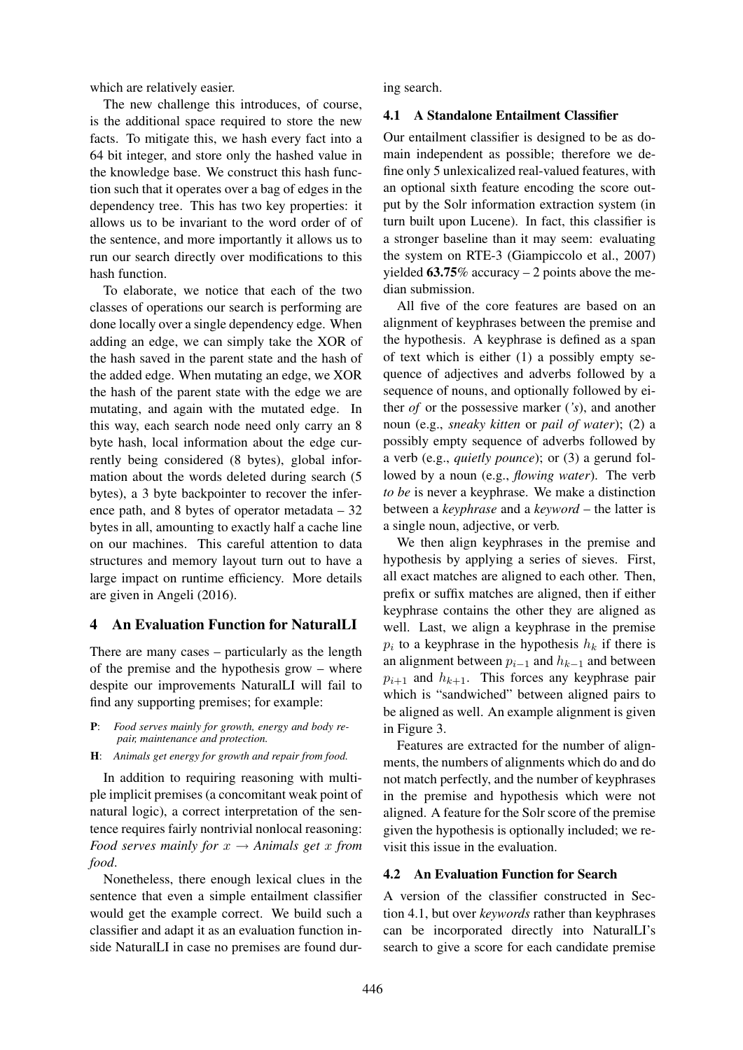which are relatively easier.

The new challenge this introduces, of course, is the additional space required to store the new facts. To mitigate this, we hash every fact into a 64 bit integer, and store only the hashed value in the knowledge base. We construct this hash function such that it operates over a bag of edges in the dependency tree. This has two key properties: it allows us to be invariant to the word order of of the sentence, and more importantly it allows us to run our search directly over modifications to this hash function.

To elaborate, we notice that each of the two classes of operations our search is performing are done locally over a single dependency edge. When adding an edge, we can simply take the XOR of the hash saved in the parent state and the hash of the added edge. When mutating an edge, we XOR the hash of the parent state with the edge we are mutating, and again with the mutated edge. In this way, each search node need only carry an 8 byte hash, local information about the edge currently being considered (8 bytes), global information about the words deleted during search (5 bytes), a 3 byte backpointer to recover the inference path, and 8 bytes of operator metadata – 32 bytes in all, amounting to exactly half a cache line on our machines. This careful attention to data structures and memory layout turn out to have a large impact on runtime efficiency. More details are given in Angeli (2016).

## 4 An Evaluation Function for NaturalLI

There are many cases – particularly as the length of the premise and the hypothesis grow – where despite our improvements NaturalLI will fail to find any supporting premises; for example:

**P**: *Food serves mainly for growth, energy and body repair, maintenance and protection.*

**H**: *Animals get energy for growth and repair from food.*

In addition to requiring reasoning with multiple implicit premises (a concomitant weak point of natural logic), a correct interpretation of the sentence requires fairly nontrivial nonlocal reasoning: *Food serves mainly for* $x \rightarrow$ *Animals get* $x$ *from food*.

Nonetheless, there enough lexical clues in the sentence that even a simple entailment classifier would get the example correct. We build such a classifier and adapt it as an evaluation function inside NaturalLI in case no premises are found during search.

### 4.1 A Standalone Entailment Classifier

Our entailment classifier is designed to be as domain independent as possible; therefore we define only 5 unlexicalized real-valued features, with an optional sixth feature encoding the score output by the Solr information extraction system (in turn built upon Lucene). In fact, this classifier is a stronger baseline than it may seem: evaluating the system on RTE-3 (Giampiccolo et al., 2007) yielded **63.75**% accuracy – 2 points above the median submission.

All five of the core features are based on an alignment of keyphrases between the premise and the hypothesis. A keyphrase is defined as a span of text which is either (1) a possibly empty sequence of adjectives and adverbs followed by a sequence of nouns, and optionally followed by either *of* or the possessive marker (*'s*), and another noun (e.g., *sneaky kitten* or *pail of water*); (2) a possibly empty sequence of adverbs followed by a verb (e.g., *quietly pounce*); or (3) a gerund followed by a noun (e.g., *flowing water*). The verb *to be* is never a keyphrase. We make a distinction between a *keyphrase* and a *keyword* – the latter is a single noun, adjective, or verb.

We then align keyphrases in the premise and hypothesis by applying a series of sieves. First, all exact matches are aligned to each other. Then, prefix or suffix matches are aligned, then if either keyphrase contains the other they are aligned as well. Last, we align a keyphrase in the premise $p_i$ to a keyphrase in the hypothesis $h_k$ if there is an alignment between $p_{i-1}$ and $h_{k-1}$ and between $p_{i+1}$ and $h_{k+1}$. This forces any keyphrase pair which is "sandwiched" between aligned pairs to be aligned as well. An example alignment is given in Figure 3.

Features are extracted for the number of alignments, the numbers of alignments which do and do not match perfectly, and the number of keyphrases in the premise and hypothesis which were not aligned. A feature for the Solr score of the premise given the hypothesis is optionally included; we revisit this issue in the evaluation.

### 4.2 An Evaluation Function for Search

A version of the classifier constructed in Section 4.1, but over *keywords* rather than keyphrases can be incorporated directly into NaturalLI's search to give a score for each candidate premise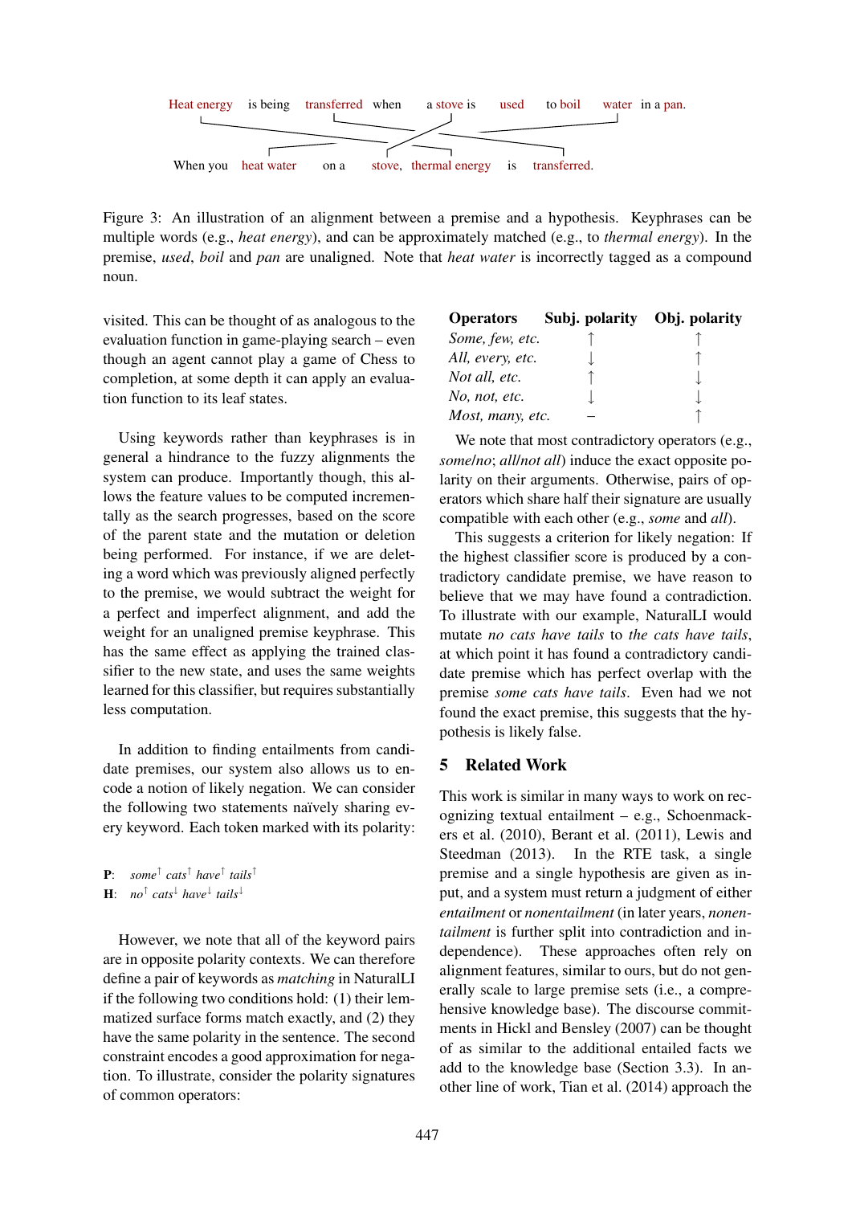Heat energy is being transferred when a stove is used to boil water in a pan.

When you heat water on a stove, thermal energy is transferred.

Figure 3: An illustration of an alignment between a premise and a hypothesis. Keyphrases can be multiple words (e.g., *heat energy*), and can be approximately matched (e.g., to *thermal energy*). In the premise, *used*, *boil* and *pan* are unaligned. Note that *heat water* is incorrectly tagged as a compound noun.

visited. This can be thought of as analogous to the evaluation function in game-playing search – even though an agent cannot play a game of Chess to completion, at some depth it can apply an evaluation function to its leaf states.

Using keywords rather than keyphrases is in general a hindrance to the fuzzy alignments the system can produce. Importantly though, this allows the feature values to be computed incrementally as the search progresses, based on the score of the parent state and the mutation or deletion being performed. For instance, if we are deleting a word which was previously aligned perfectly to the premise, we would subtract the weight for a perfect and imperfect alignment, and add the weight for an unaligned premise keyphrase. This has the same effect as applying the trained classifier to the new state, and uses the same weights learned for this classifier, but requires substantially less computation.

In addition to finding entailments from candidate premises, our system also allows us to encode a notion of likely negation. We can consider the following two statements naïvely sharing every keyword. Each token marked with its polarity:

**P**: *some*$^{\uparrow}$ *cats*$^{\uparrow}$ *have*$^{\uparrow}$ *tails*$^{\uparrow}$
**H**: *no*$^{\uparrow}$ *cats*$^{\downarrow}$ *have*$^{\downarrow}$ *tails*$^{\downarrow}$

However, we note that all of the keyword pairs are in opposite polarity contexts. We can therefore define a pair of keywords as *matching* in NaturalLI if the following two conditions hold: (1) their lemmatized surface forms match exactly, and (2) they have the same polarity in the sentence. The second constraint encodes a good approximation for negation. To illustrate, consider the polarity signatures of common operators:

| Operators | Subj. polarity | Obj. polarity |
|---|---|---|
| *Some, few, etc.* | $\uparrow$ | $\uparrow$ |
| *All, every, etc.* | $\downarrow$ | $\uparrow$ |
| *Not all, etc.* | $\uparrow$ | $\downarrow$ |
| *No, not, etc.* | $\downarrow$ | $\downarrow$ |
| *Most, many, etc.* | – | $\uparrow$ |

We note that most contradictory operators (e.g., *some*/*no*; *all*/*not all*) induce the exact opposite polarity on their arguments. Otherwise, pairs of operators which share half their signature are usually compatible with each other (e.g., *some* and *all*).

This suggests a criterion for likely negation: If the highest classifier score is produced by a contradictory candidate premise, we have reason to believe that we may have found a contradiction. To illustrate with our example, NaturalLI would mutate *no cats have tails* to *the cats have tails*, at which point it has found a contradictory candidate premise which has perfect overlap with the premise *some cats have tails*. Even had we not found the exact premise, this suggests that the hypothesis is likely false.

## 5 Related Work

This work is similar in many ways to work on recognizing textual entailment – e.g., Schoenmackers et al. (2010), Berant et al. (2011), Lewis and Steedman (2013). In the RTE task, a single premise and a single hypothesis are given as input, and a system must return a judgment of either *entailment* or *nonentailment* (in later years, *nonentailment* is further split into contradiction and independence). These approaches often rely on alignment features, similar to ours, but do not generally scale to large premise sets (i.e., a comprehensive knowledge base). The discourse commitments in Hickl and Bensley (2007) can be thought of as similar to the additional entailed facts we add to the knowledge base (Section 3.3). In another line of work, Tian et al. (2014) approach the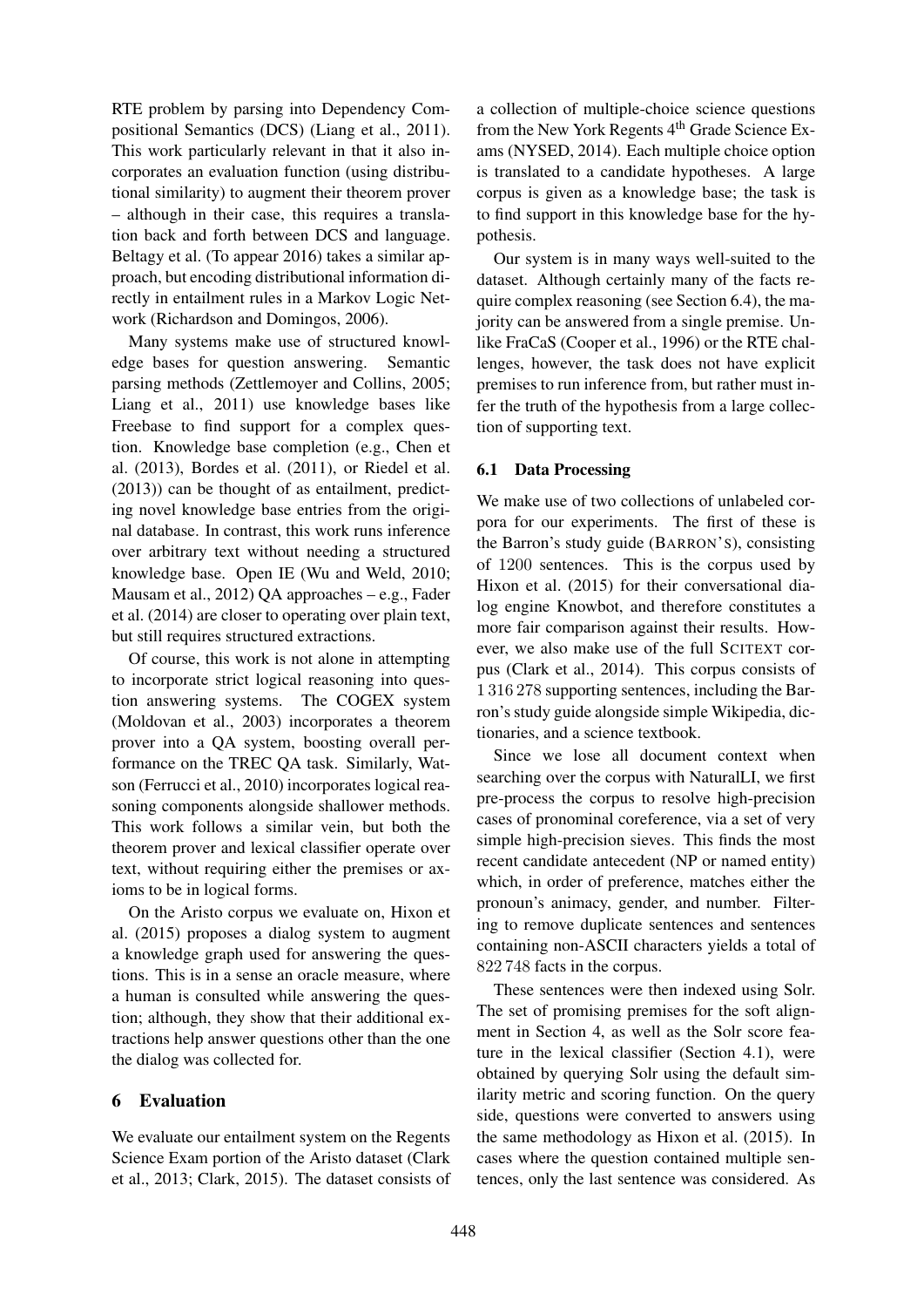RTE problem by parsing into Dependency Compositional Semantics (DCS) (Liang et al., 2011). This work particularly relevant in that it also incorporates an evaluation function (using distributional similarity) to augment their theorem prover – although in their case, this requires a translation back and forth between DCS and language. Beltagy et al. (To appear 2016) takes a similar approach, but encoding distributional information directly in entailment rules in a Markov Logic Network (Richardson and Domingos, 2006).

Many systems make use of structured knowledge bases for question answering. Semantic parsing methods (Zettlemoyer and Collins, 2005; Liang et al., 2011) use knowledge bases like Freebase to find support for a complex question. Knowledge base completion (e.g., Chen et al. (2013), Bordes et al. (2011), or Riedel et al. (2013)) can be thought of as entailment, predicting novel knowledge base entries from the original database. In contrast, this work runs inference over arbitrary text without needing a structured knowledge base. Open IE (Wu and Weld, 2010; Mausam et al., 2012) QA approaches – e.g., Fader et al. (2014) are closer to operating over plain text, but still requires structured extractions.

Of course, this work is not alone in attempting to incorporate strict logical reasoning into question answering systems. The COGEX system (Moldovan et al., 2003) incorporates a theorem prover into a QA system, boosting overall performance on the TREC QA task. Similarly, Watson (Ferrucci et al., 2010) incorporates logical reasoning components alongside shallower methods. This work follows a similar vein, but both the theorem prover and lexical classifier operate over text, without requiring either the premises or axioms to be in logical forms.

On the Aristo corpus we evaluate on, Hixon et al. (2015) proposes a dialog system to augment a knowledge graph used for answering the questions. This is in a sense an oracle measure, where a human is consulted while answering the question; although, they show that their additional extractions help answer questions other than the one the dialog was collected for.

## 6 Evaluation

We evaluate our entailment system on the Regents Science Exam portion of the Aristo dataset (Clark et al., 2013; Clark, 2015). The dataset consists of a collection of multiple-choice science questions from the New York Regents 4th Grade Science Exams (NYSED, 2014). Each multiple choice option is translated to a candidate hypotheses. A large corpus is given as a knowledge base; the task is to find support in this knowledge base for the hypothesis.

Our system is in many ways well-suited to the dataset. Although certainly many of the facts require complex reasoning (see Section 6.4), the majority can be answered from a single premise. Unlike FraCaS (Cooper et al., 1996) or the RTE challenges, however, the task does not have explicit premises to run inference from, but rather must infer the truth of the hypothesis from a large collection of supporting text.

### 6.1 Data Processing

We make use of two collections of unlabeled corpora for our experiments. The first of these is the Barron's study guide (BARRON'S), consisting of 1200 sentences. This is the corpus used by Hixon et al. (2015) for their conversational dialog engine Knowbot, and therefore constitutes a more fair comparison against their results. However, we also make use of the full SCITEXT corpus (Clark et al., 2014). This corpus consists of 1 316 278 supporting sentences, including the Barron's study guide alongside simple Wikipedia, dictionaries, and a science textbook.

Since we lose all document context when searching over the corpus with NaturalLI, we first pre-process the corpus to resolve high-precision cases of pronominal coreference, via a set of very simple high-precision sieves. This finds the most recent candidate antecedent (NP or named entity) which, in order of preference, matches either the pronoun's animacy, gender, and number. Filtering to remove duplicate sentences and sentences containing non-ASCII characters yields a total of 822 748 facts in the corpus.

These sentences were then indexed using Solr. The set of promising premises for the soft alignment in Section 4, as well as the Solr score feature in the lexical classifier (Section 4.1), were obtained by querying Solr using the default similarity metric and scoring function. On the query side, questions were converted to answers using the same methodology as Hixon et al. (2015). In cases where the question contained multiple sentences, only the last sentence was considered. As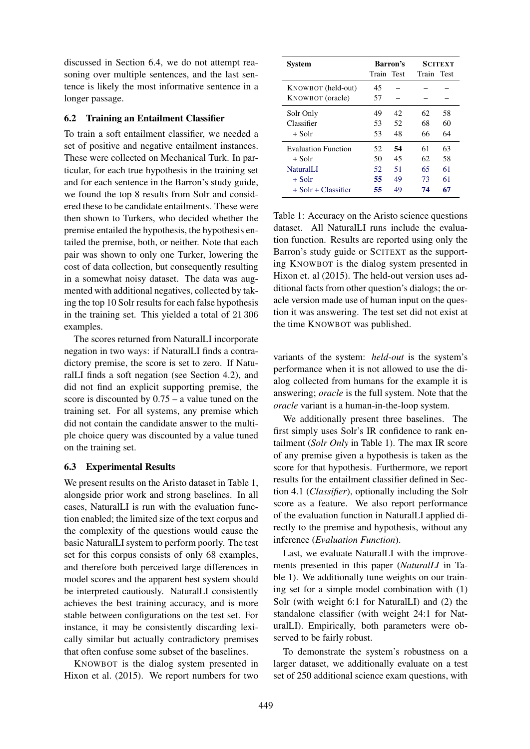discussed in Section 6.4, we do not attempt reasoning over multiple sentences, and the last sentence is likely the most informative sentence in a longer passage.

### 6.2 Training an Entailment Classifier

To train a soft entailment classifier, we needed a set of positive and negative entailment instances. These were collected on Mechanical Turk. In particular, for each true hypothesis in the training set and for each sentence in the Barron's study guide, we found the top 8 results from Solr and considered these to be candidate entailments. These were then shown to Turkers, who decided whether the premise entailed the hypothesis, the hypothesis entailed the premise, both, or neither. Note that each pair was shown to only one Turker, lowering the cost of data collection, but consequently resulting in a somewhat noisy dataset. The data was augmented with additional negatives, collected by taking the top 10 Solr results for each false hypothesis in the training set. This yielded a total of 21 306 examples.

The scores returned from NaturalLI incorporate negation in two ways: if NaturalLI finds a contradictory premise, the score is set to zero. If NaturalLI finds a soft negation (see Section 4.2), and did not find an explicit supporting premise, the score is discounted by 0.75 – a value tuned on the training set. For all systems, any premise which did not contain the candidate answer to the multiple choice query was discounted by a value tuned on the training set.

### 6.3 Experimental Results

We present results on the Aristo dataset in Table 1, alongside prior work and strong baselines. In all cases, NaturalLI is run with the evaluation function enabled; the limited size of the text corpus and the complexity of the questions would cause the basic NaturalLI system to perform poorly. The test set for this corpus consists of only 68 examples, and therefore both perceived large differences in model scores and the apparent best system should be interpreted cautiously. NaturalLI consistently achieves the best training accuracy, and is more stable between configurations on the test set. For instance, it may be consistently discarding lexically similar but actually contradictory premises that often confuse some subset of the baselines.

KNOWBOT is the dialog system presented in Hixon et al. (2015). We report numbers for two variants of the system: *held-out* is the system's performance when it is not allowed to use the dialog collected from humans for the example it is answering; *oracle* is the full system. Note that the *oracle* variant is a human-in-the-loop system.

We additionally present three baselines. The first simply uses Solr's IR confidence to rank entailment (*Solr Only* in Table 1). The max IR score of any premise given a hypothesis is taken as the score for that hypothesis. Furthermore, we report results for the entailment classifier defined in Section 4.1 (*Classifier*), optionally including the Solr score as a feature. We also report performance of the evaluation function in NaturalLI applied directly to the premise and hypothesis, without any inference (*Evaluation Function*).

Last, we evaluate NaturalLI with the improvements presented in this paper (*NaturalLI* in Table 1). We additionally tune weights on our training set for a simple model combination with (1) Solr (with weight 6:1 for NaturalLI) and (2) the standalone classifier (with weight 24:1 for NaturalLI). Empirically, both parameters were observed to be fairly robust.

To demonstrate the system's robustness on a larger dataset, we additionally evaluate on a test set of 250 additional science exam questions, with

| System | Barron's | | SCITEXT | |
|---|---|---|---|---|
| | Train | Test | Train | Test |
| KNOWBOT (held-out) | 45 | – | – | – |
| KNOWBOT (oracle) | 57 | – | – | – |
| Solr Only | 49 | 42 | 62 | 58 |
| Classifier | 53 | 52 | 68 | 60 |
| + Solr | 53 | 48 | 66 | 64 |
| Evaluation Function | 52 | **54** | 61 | 63 |
| + Solr | 50 | 45 | 62 | 58 |
| NaturalLI | 52 | 51 | 65 | 61 |
| + Solr | **55** | 49 | 73 | 61 |
| + Solr + Classifier | **55** | 49 | **74** | **67** |

Table 1: Accuracy on the Aristo science questions dataset. All NaturalLI runs include the evaluation function. Results are reported using only the Barron's study guide or SCITEXT as the supporting KNOWBOT is the dialog system presented in Hixon et. al (2015). The held-out version uses additional facts from other question's dialogs; the oracle version made use of human input on the question it was answering. The test set did not exist at the time KNOWBOT was published.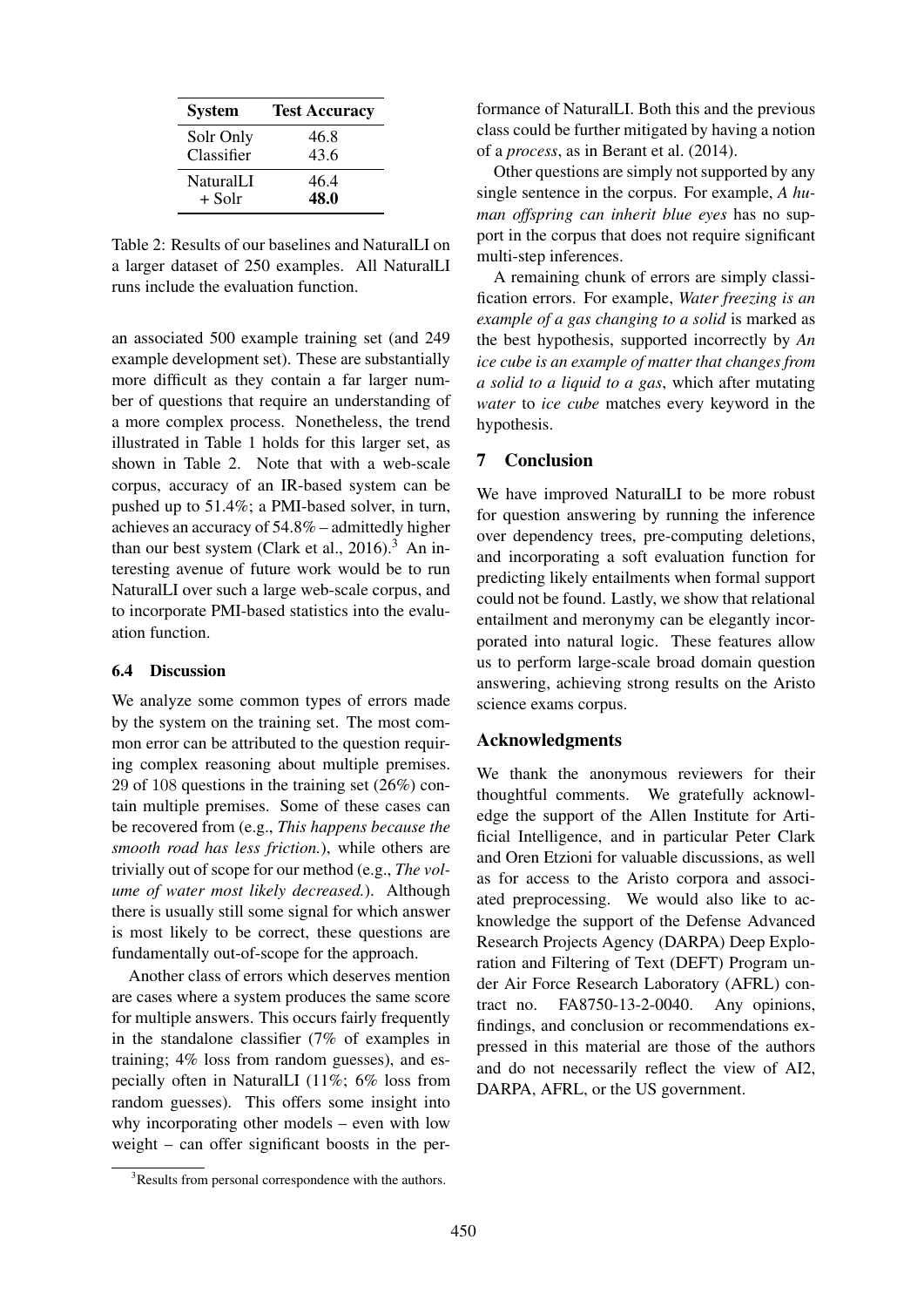| System | Test Accuracy |
|---|---|
| Solr Only | 46.8 |
| Classifier | 43.6 |
| NaturalLI | 46.4 |
| + Solr | **48.0** |

Table 2: Results of our baselines and NaturalLI on a larger dataset of 250 examples. All NaturalLI runs include the evaluation function.

an associated 500 example training set (and 249 example development set). These are substantially more difficult as they contain a far larger number of questions that require an understanding of a more complex process. Nonetheless, the trend illustrated in Table 1 holds for this larger set, as shown in Table 2. Note that with a web-scale corpus, accuracy of an IR-based system can be pushed up to 51.4%; a PMI-based solver, in turn, achieves an accuracy of 54.8% – admittedly higher than our best system (Clark et al., 2016).[3] An interesting avenue of future work would be to run NaturalLI over such a large web-scale corpus, and to incorporate PMI-based statistics into the evaluation function.

### 6.4 Discussion

We analyze some common types of errors made by the system on the training set. The most common error can be attributed to the question requiring complex reasoning about multiple premises. 29 of 108 questions in the training set (26%) contain multiple premises. Some of these cases can be recovered from (e.g., *This happens because the smooth road has less friction.*), while others are trivially out of scope for our method (e.g., *The volume of water most likely decreased.*). Although there is usually still some signal for which answer is most likely to be correct, these questions are fundamentally out-of-scope for the approach.

Another class of errors which deserves mention are cases where a system produces the same score for multiple answers. This occurs fairly frequently in the standalone classifier (7% of examples in training; 4% loss from random guesses), and especially often in NaturalLI (11%; 6% loss from random guesses). This offers some insight into why incorporating other models – even with low weight – can offer significant boosts in the performance of NaturalLI. Both this and the previous class could be further mitigated by having a notion of a *process*, as in Berant et al. (2014).

Other questions are simply not supported by any single sentence in the corpus. For example, *A human offspring can inherit blue eyes* has no support in the corpus that does not require significant multi-step inferences.

A remaining chunk of errors are simply classification errors. For example, *Water freezing is an example of a gas changing to a solid* is marked as the best hypothesis, supported incorrectly by *An ice cube is an example of matter that changes from a solid to a liquid to a gas*, which after mutating *water* to *ice cube* matches every keyword in the hypothesis.

## 7 Conclusion

We have improved NaturalLI to be more robust for question answering by running the inference over dependency trees, pre-computing deletions, and incorporating a soft evaluation function for predicting likely entailments when formal support could not be found. Lastly, we show that relational entailment and meronymy can be elegantly incorporated into natural logic. These features allow us to perform large-scale broad domain question answering, achieving strong results on the Aristo science exams corpus.

## Acknowledgments

We thank the anonymous reviewers for their thoughtful comments. We gratefully acknowledge the support of the Allen Institute for Artificial Intelligence, and in particular Peter Clark and Oren Etzioni for valuable discussions, as well as for access to the Aristo corpora and associated preprocessing. We would also like to acknowledge the support of the Defense Advanced Research Projects Agency (DARPA) Deep Exploration and Filtering of Text (DEFT) Program under Air Force Research Laboratory (AFRL) contract no. FA8750-13-2-0040. Any opinions, findings, and conclusion or recommendations expressed in this material are those of the authors and do not necessarily reflect the view of AI2, DARPA, AFRL, or the US government.

[3] Results from personal correspondence with the authors.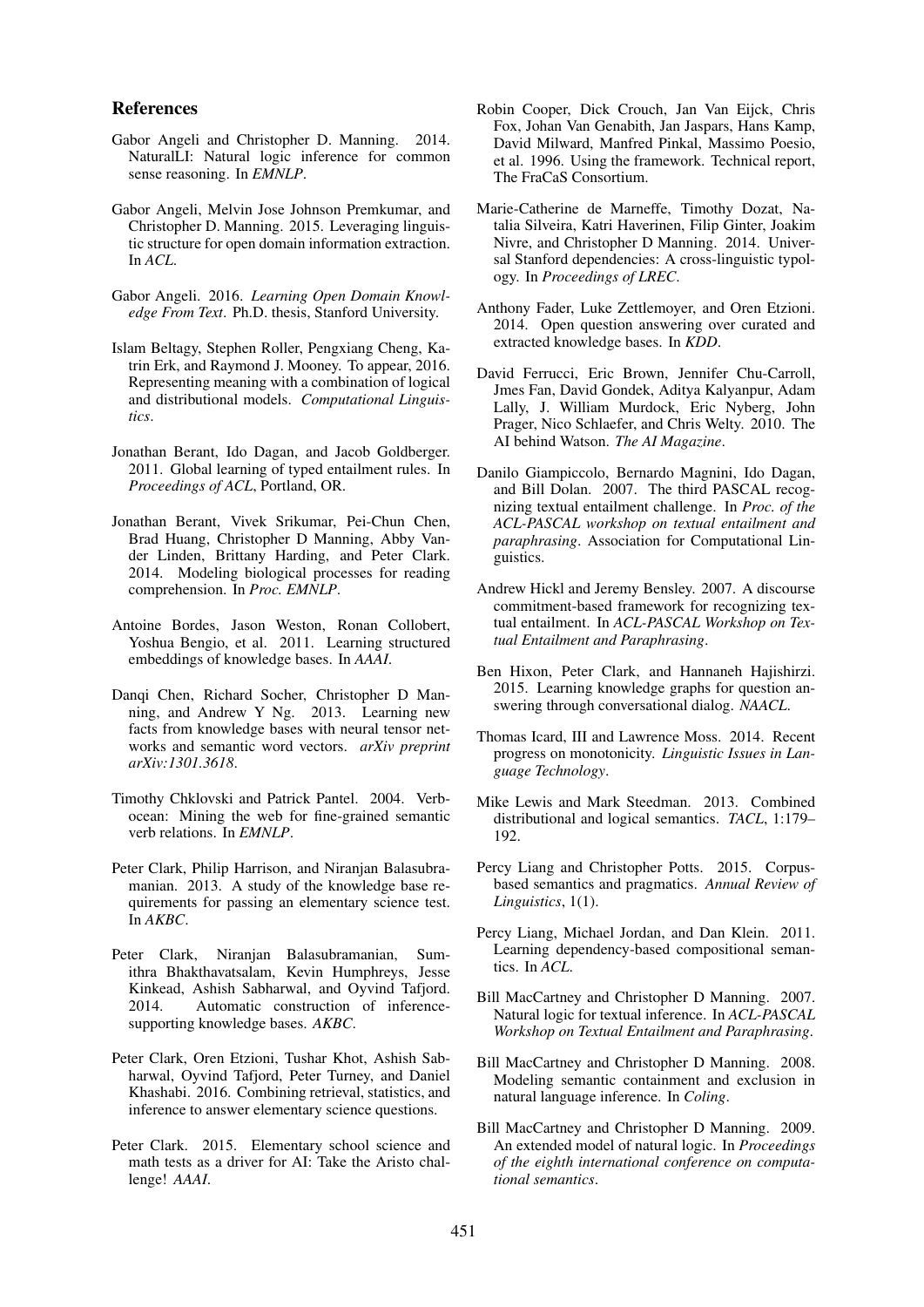## References

Gabor Angeli and Christopher D. Manning. 2014. NaturalLI: Natural logic inference for common sense reasoning. In *EMNLP*.

Gabor Angeli, Melvin Jose Johnson Premkumar, and Christopher D. Manning. 2015. Leveraging linguistic structure for open domain information extraction. In *ACL*.

Gabor Angeli. 2016. *Learning Open Domain Knowledge From Text*. Ph.D. thesis, Stanford University.

Islam Beltagy, Stephen Roller, Pengxiang Cheng, Katrin Erk, and Raymond J. Mooney. To appear, 2016. Representing meaning with a combination of logical and distributional models. *Computational Linguistics*.

Jonathan Berant, Ido Dagan, and Jacob Goldberger. 2011. Global learning of typed entailment rules. In *Proceedings of ACL*, Portland, OR.

Jonathan Berant, Vivek Srikumar, Pei-Chun Chen, Brad Huang, Christopher D Manning, Abby Vander Linden, Brittany Harding, and Peter Clark. 2014. Modeling biological processes for reading comprehension. In *Proc. EMNLP*.

Antoine Bordes, Jason Weston, Ronan Collobert, Yoshua Bengio, et al. 2011. Learning structured embeddings of knowledge bases. In *AAAI*.

Danqi Chen, Richard Socher, Christopher D Manning, and Andrew Y Ng. 2013. Learning new facts from knowledge bases with neural tensor networks and semantic word vectors. *arXiv preprint arXiv:1301.3618*.

Timothy Chklovski and Patrick Pantel. 2004. Verbocean: Mining the web for fine-grained semantic verb relations. In *EMNLP*.

Peter Clark, Philip Harrison, and Niranjan Balasubramanian. 2013. A study of the knowledge base requirements for passing an elementary science test. In *AKBC*.

Peter Clark, Niranjan Balasubramanian, Sumithra Bhakthavatsalam, Kevin Humphreys, Jesse Kinkead, Ashish Sabharwal, and Oyvind Tafjord. 2014. Automatic construction of inference-supporting knowledge bases. *AKBC*.

Peter Clark, Oren Etzioni, Tushar Khot, Ashish Sabharwal, Oyvind Tafjord, Peter Turney, and Daniel Khashabi. 2016. Combining retrieval, statistics, and inference to answer elementary science questions.

Peter Clark. 2015. Elementary school science and math tests as a driver for AI: Take the Aristo challenge! *AAAI*.

Robin Cooper, Dick Crouch, Jan Van Eijck, Chris Fox, Johan Van Genabith, Jan Jaspars, Hans Kamp, David Milward, Manfred Pinkal, Massimo Poesio, et al. 1996. Using the framework. Technical report, The FraCaS Consortium.

Marie-Catherine de Marneffe, Timothy Dozat, Natalia Silveira, Katri Haverinen, Filip Ginter, Joakim Nivre, and Christopher D Manning. 2014. Universal Stanford dependencies: A cross-linguistic typology. In *Proceedings of LREC*.

Anthony Fader, Luke Zettlemoyer, and Oren Etzioni. 2014. Open question answering over curated and extracted knowledge bases. In *KDD*.

David Ferrucci, Eric Brown, Jennifer Chu-Carroll, Jmes Fan, David Gondek, Aditya Kalyanpur, Adam Lally, J. William Murdock, Eric Nyberg, John Prager, Nico Schlaefer, and Chris Welty. 2010. The AI behind Watson. *The AI Magazine*.

Danilo Giampiccolo, Bernardo Magnini, Ido Dagan, and Bill Dolan. 2007. The third PASCAL recognizing textual entailment challenge. In *Proc. of the ACL-PASCAL workshop on textual entailment and paraphrasing*. Association for Computational Linguistics.

Andrew Hickl and Jeremy Bensley. 2007. A discourse commitment-based framework for recognizing textual entailment. In *ACL-PASCAL Workshop on Textual Entailment and Paraphrasing*.

Ben Hixon, Peter Clark, and Hannaneh Hajishirzi. 2015. Learning knowledge graphs for question answering through conversational dialog. *NAACL*.

Thomas Icard, III and Lawrence Moss. 2014. Recent progress on monotonicity. *Linguistic Issues in Language Technology*.

Mike Lewis and Mark Steedman. 2013. Combined distributional and logical semantics. *TACL*, 1:179–192.

Percy Liang and Christopher Potts. 2015. Corpus-based semantics and pragmatics. *Annual Review of Linguistics*, 1(1).

Percy Liang, Michael Jordan, and Dan Klein. 2011. Learning dependency-based compositional semantics. In *ACL*.

Bill MacCartney and Christopher D Manning. 2007. Natural logic for textual inference. In *ACL-PASCAL Workshop on Textual Entailment and Paraphrasing*.

Bill MacCartney and Christopher D Manning. 2008. Modeling semantic containment and exclusion in natural language inference. In *Coling*.

Bill MacCartney and Christopher D Manning. 2009. An extended model of natural logic. In *Proceedings of the eighth international conference on computational semantics*.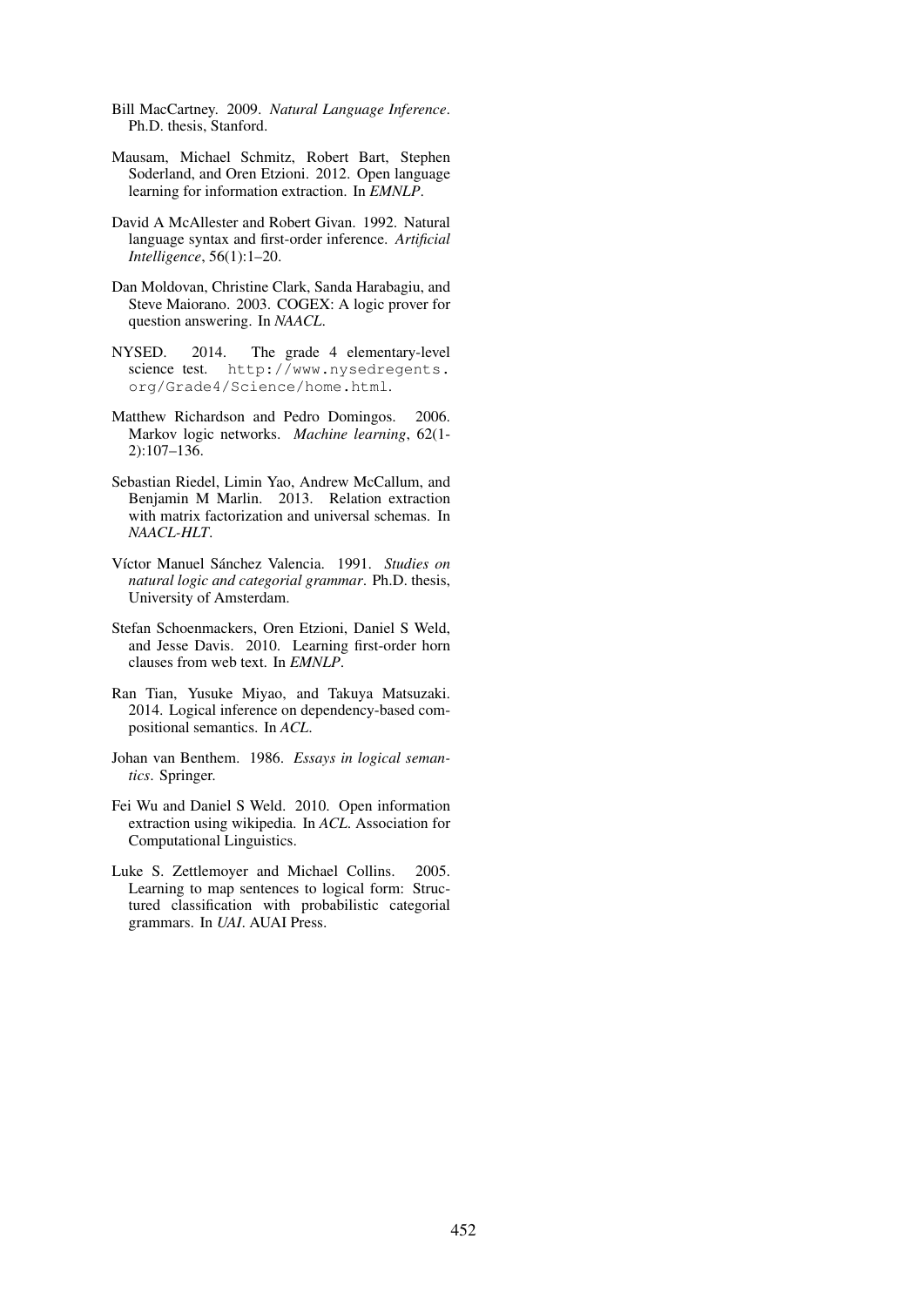Bill MacCartney. 2009. *Natural Language Inference*. Ph.D. thesis, Stanford.

Mausam, Michael Schmitz, Robert Bart, Stephen Soderland, and Oren Etzioni. 2012. Open language learning for information extraction. In *EMNLP*.

David A McAllester and Robert Givan. 1992. Natural language syntax and first-order inference. *Artificial Intelligence*, 56(1):1–20.

Dan Moldovan, Christine Clark, Sanda Harabagiu, and Steve Maiorano. 2003. COGEX: A logic prover for question answering. In *NAACL*.

NYSED. 2014. The grade 4 elementary-level science test. `http://www.nysedregents.org/Grade4/Science/home.html`.

Matthew Richardson and Pedro Domingos. 2006. Markov logic networks. *Machine learning*, 62(1-2):107–136.

Sebastian Riedel, Limin Yao, Andrew McCallum, and Benjamin M Marlin. 2013. Relation extraction with matrix factorization and universal schemas. In *NAACL-HLT*.

Víctor Manuel Sánchez Valencia. 1991. *Studies on natural logic and categorial grammar*. Ph.D. thesis, University of Amsterdam.

Stefan Schoenmackers, Oren Etzioni, Daniel S Weld, and Jesse Davis. 2010. Learning first-order horn clauses from web text. In *EMNLP*.

Ran Tian, Yusuke Miyao, and Takuya Matsuzaki. 2014. Logical inference on dependency-based compositional semantics. In *ACL*.

Johan van Benthem. 1986. *Essays in logical semantics*. Springer.

Fei Wu and Daniel S Weld. 2010. Open information extraction using wikipedia. In *ACL*. Association for Computational Linguistics.

Luke S. Zettlemoyer and Michael Collins. 2005. Learning to map sentences to logical form: Structured classification with probabilistic categorial grammars. In *UAI*. AUAI Press.